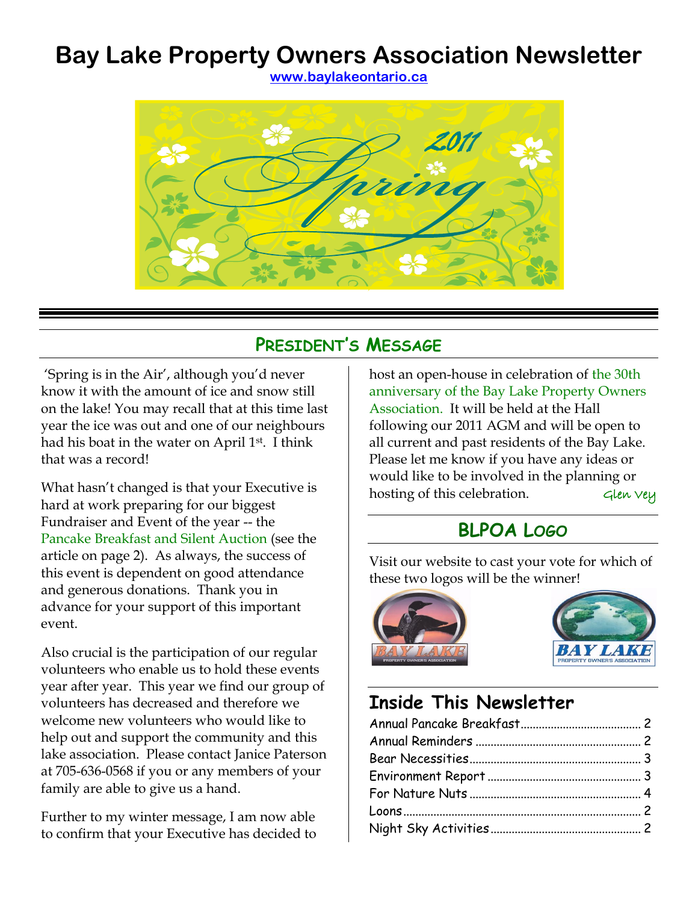# Bay Lake Property Owners Association Newsletter

www.baylakeontario.ca

## President's Message

'Spring is in the Air', although you'd never know it with the amount of ice and snow still on the lake! You may recall that at this time last year the ice was out and one of our neighbours had his boat in the water on April 1st. I think that was a record!

What hasn't changed is that your Executive is hard at work preparing for our biggest Fundraiser and Event of the year -- the Pancake Breakfast and Silent Auction (see the article on page 2). As always, the success of this event is dependent on good attendance and generous donations. Thank you in advance for your support of this important event.

Also crucial is the participation of our regular volunteers who enable us to hold these events year after year. This year we find our group of volunteers has decreased and therefore we welcome new volunteers who would like to help out and support the community and this lake association. Please contact Janice Paterson at 705-636-0568 if you or any members of your family are able to give us a hand.

Further to my winter message, I am now able to confirm that your Executive has decided to host an open-house in celebration of the 30th anniversary of the Bay Lake Property Owners Association. It will be held at the Hall following our 2011 AGM and will be open to all current and past residents of the Bay Lake. Please let me know if you have any ideas or would like to be involved in the planning or hosting of this celebration.

*Glen Vey*

## BLPOA Logo

Visit our website to cast your vote for which of these two logos will be the winner!

## Inside This Newsletter

- Annual Pancake Breakfast ........ 2
- Annual Reminders ........ 2
- Bear Necessities ........ 3
- Environment Report ........ 3
- For Nature Nuts ........ 4
- Loons ........ 2
- Night Sky Activities ........ 2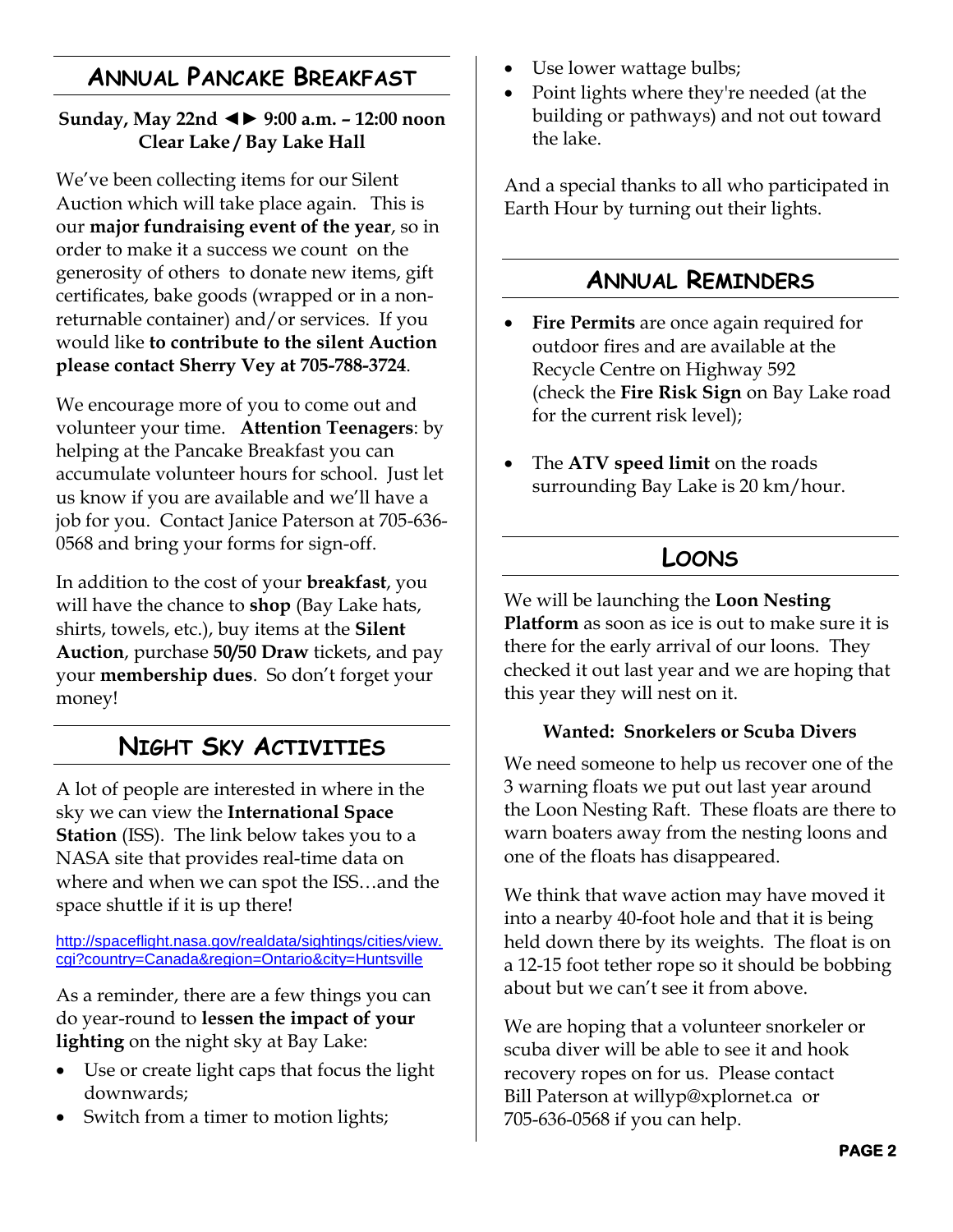## Annual Pancake Breakfast

**Sunday, May 22nd ◄► 9:00 a.m. – 12:00 noon**
**Clear Lake / Bay Lake Hall**

We've been collecting items for our Silent Auction which will take place again. This is our **major fundraising event of the year**, so in order to make it a success we count on the generosity of others to donate new items, gift certificates, bake goods (wrapped or in a non-returnable container) and/or services. If you would like **to contribute to the silent Auction please contact Sherry Vey at 705-788-3724**.

We encourage more of you to come out and volunteer your time. **Attention Teenagers**: by helping at the Pancake Breakfast you can accumulate volunteer hours for school. Just let us know if you are available and we'll have a job for you. Contact Janice Paterson at 705-636-0568 and bring your forms for sign-off.

In addition to the cost of your **breakfast**, you will have the chance to **shop** (Bay Lake hats, shirts, towels, etc.), buy items at the **Silent Auction**, purchase **50/50 Draw** tickets, and pay your **membership dues**. So don't forget your money!

## Night Sky Activities

A lot of people are interested in where in the sky we can view the **International Space Station** (ISS). The link below takes you to a NASA site that provides real-time data on where and when we can spot the ISS…and the space shuttle if it is up there!

http://spaceflight.nasa.gov/realdata/sightings/cities/view.cgi?country=Canada&region=Ontario&city=Huntsville

As a reminder, there are a few things you can do year-round to **lessen the impact of your lighting** on the night sky at Bay Lake:

- Use or create light caps that focus the light downwards;
- Switch from a timer to motion lights;
- Use lower wattage bulbs;
- Point lights where they're needed (at the building or pathways) and not out toward the lake.

And a special thanks to all who participated in Earth Hour by turning out their lights.

## Annual Reminders

- **Fire Permits** are once again required for outdoor fires and are available at the Recycle Centre on Highway 592 (check the **Fire Risk Sign** on Bay Lake road for the current risk level);
- The **ATV speed limit** on the roads surrounding Bay Lake is 20 km/hour.

## Loons

We will be launching the **Loon Nesting Platform** as soon as ice is out to make sure it is there for the early arrival of our loons. They checked it out last year and we are hoping that this year they will nest on it.

**Wanted: Snorkelers or Scuba Divers**

We need someone to help us recover one of the 3 warning floats we put out last year around the Loon Nesting Raft. These floats are there to warn boaters away from the nesting loons and one of the floats has disappeared.

We think that wave action may have moved it into a nearby 40-foot hole and that it is being held down there by its weights. The float is on a 12-15 foot tether rope so it should be bobbing about but we can't see it from above.

We are hoping that a volunteer snorkeler or scuba diver will be able to see it and hook recovery ropes on for us. Please contact Bill Paterson at willyp@xplornet.ca or 705-636-0568 if you can help.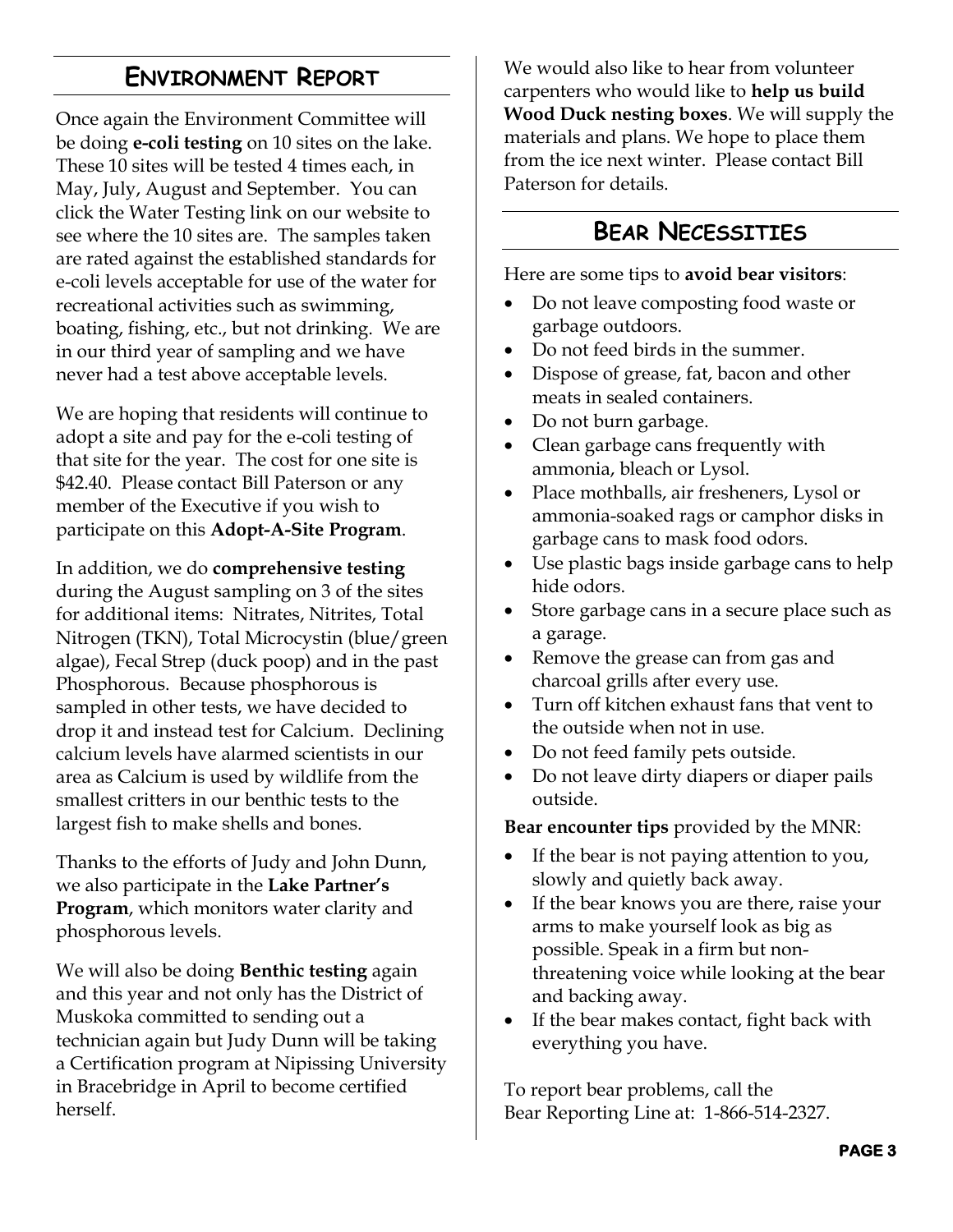## Environment Report

Once again the Environment Committee will be doing **e-coli testing** on 10 sites on the lake. These 10 sites will be tested 4 times each, in May, July, August and September. You can click the Water Testing link on our website to see where the 10 sites are. The samples taken are rated against the established standards for e-coli levels acceptable for use of the water for recreational activities such as swimming, boating, fishing, etc., but not drinking. We are in our third year of sampling and we have never had a test above acceptable levels.

We are hoping that residents will continue to adopt a site and pay for the e-coli testing of that site for the year. The cost for one site is $42.40. Please contact Bill Paterson or any member of the Executive if you wish to participate on this **Adopt-A-Site Program**.

In addition, we do **comprehensive testing** during the August sampling on 3 of the sites for additional items: Nitrates, Nitrites, Total Nitrogen (TKN), Total Microcystin (blue/green algae), Fecal Strep (duck poop) and in the past Phosphorous. Because phosphorous is sampled in other tests, we have decided to drop it and instead test for Calcium. Declining calcium levels have alarmed scientists in our area as Calcium is used by wildlife from the smallest critters in our benthic tests to the largest fish to make shells and bones.

Thanks to the efforts of Judy and John Dunn, we also participate in the **Lake Partner's Program**, which monitors water clarity and phosphorous levels.

We will also be doing **Benthic testing** again and this year and not only has the District of Muskoka committed to sending out a technician again but Judy Dunn will be taking a Certification program at Nipissing University in Bracebridge in April to become certified herself.

We would also like to hear from volunteer carpenters who would like to **help us build Wood Duck nesting boxes**. We will supply the materials and plans. We hope to place them from the ice next winter. Please contact Bill Paterson for details.

## Bear Necessities

Here are some tips to **avoid bear visitors**:

- Do not leave composting food waste or garbage outdoors.
- Do not feed birds in the summer.
- Dispose of grease, fat, bacon and other meats in sealed containers.
- Do not burn garbage.
- Clean garbage cans frequently with ammonia, bleach or Lysol.
- Place mothballs, air fresheners, Lysol or ammonia-soaked rags or camphor disks in garbage cans to mask food odors.
- Use plastic bags inside garbage cans to help hide odors.
- Store garbage cans in a secure place such as a garage.
- Remove the grease can from gas and charcoal grills after every use.
- Turn off kitchen exhaust fans that vent to the outside when not in use.
- Do not feed family pets outside.
- Do not leave dirty diapers or diaper pails outside.

**Bear encounter tips** provided by the MNR:

- If the bear is not paying attention to you, slowly and quietly back away.
- If the bear knows you are there, raise your arms to make yourself look as big as possible. Speak in a firm but non-threatening voice while looking at the bear and backing away.
- If the bear makes contact, fight back with everything you have.

To report bear problems, call the Bear Reporting Line at: 1-866-514-2327.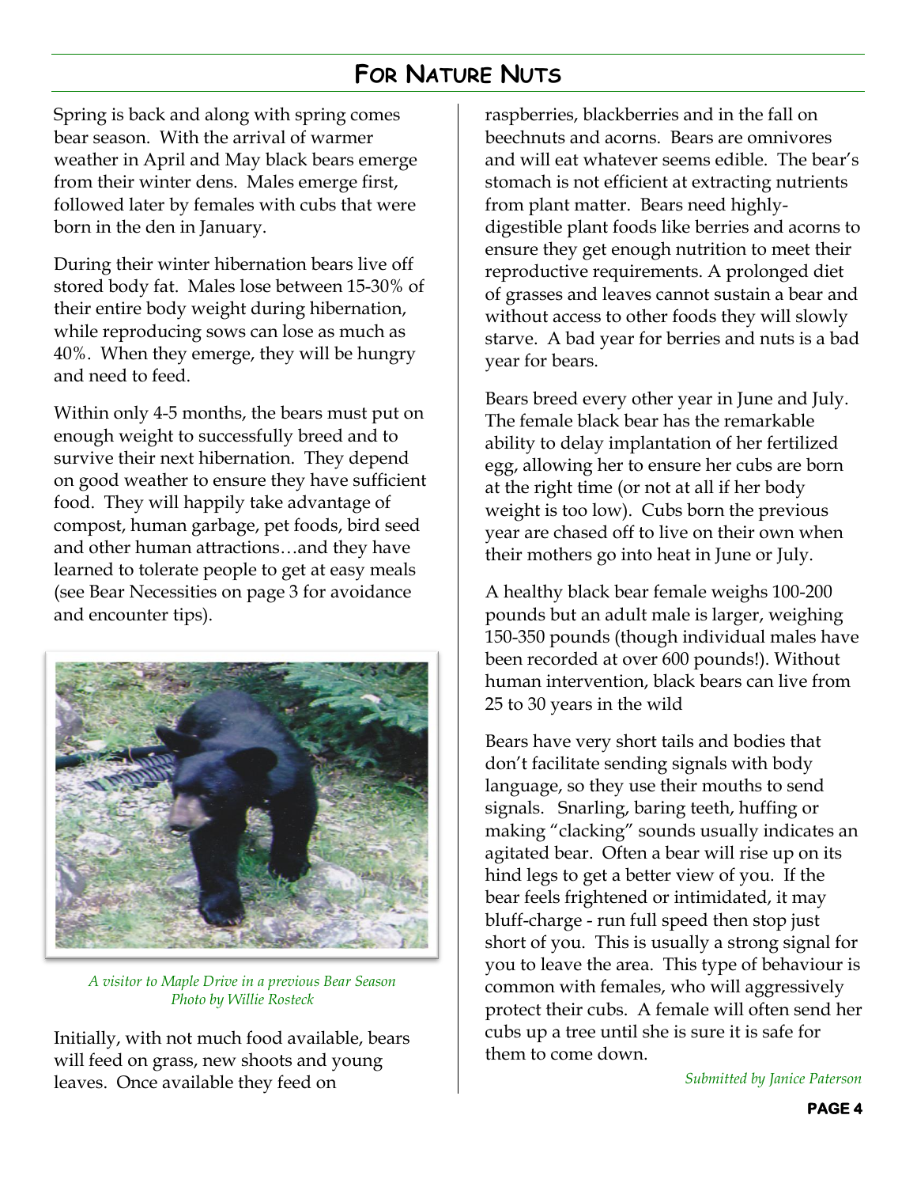## For Nature Nuts

Spring is back and along with spring comes bear season. With the arrival of warmer weather in April and May black bears emerge from their winter dens. Males emerge first, followed later by females with cubs that were born in the den in January.

During their winter hibernation bears live off stored body fat. Males lose between 15-30% of their entire body weight during hibernation, while reproducing sows can lose as much as 40%. When they emerge, they will be hungry and need to feed.

Within only 4-5 months, the bears must put on enough weight to successfully breed and to survive their next hibernation. They depend on good weather to ensure they have sufficient food. They will happily take advantage of compost, human garbage, pet foods, bird seed and other human attractions…and they have learned to tolerate people to get at easy meals (see Bear Necessities on page 3 for avoidance and encounter tips).

*A visitor to Maple Drive in a previous Bear Season*
*Photo by Willie Rosteck*

Initially, with not much food available, bears will feed on grass, new shoots and young leaves. Once available they feed on raspberries, blackberries and in the fall on beechnuts and acorns. Bears are omnivores and will eat whatever seems edible. The bear's stomach is not efficient at extracting nutrients from plant matter. Bears need highly-digestible plant foods like berries and acorns to ensure they get enough nutrition to meet their reproductive requirements. A prolonged diet of grasses and leaves cannot sustain a bear and without access to other foods they will slowly starve. A bad year for berries and nuts is a bad year for bears.

Bears breed every other year in June and July. The female black bear has the remarkable ability to delay implantation of her fertilized egg, allowing her to ensure her cubs are born at the right time (or not at all if her body weight is too low). Cubs born the previous year are chased off to live on their own when their mothers go into heat in June or July.

A healthy black bear female weighs 100-200 pounds but an adult male is larger, weighing 150-350 pounds (though individual males have been recorded at over 600 pounds!). Without human intervention, black bears can live from 25 to 30 years in the wild

Bears have very short tails and bodies that don't facilitate sending signals with body language, so they use their mouths to send signals. Snarling, baring teeth, huffing or making "clacking" sounds usually indicates an agitated bear. Often a bear will rise up on its hind legs to get a better view of you. If the bear feels frightened or intimidated, it may bluff-charge - run full speed then stop just short of you. This is usually a strong signal for you to leave the area. This type of behaviour is common with females, who will aggressively protect their cubs. A female will often send her cubs up a tree until she is sure it is safe for them to come down.

*Submitted by Janice Paterson*